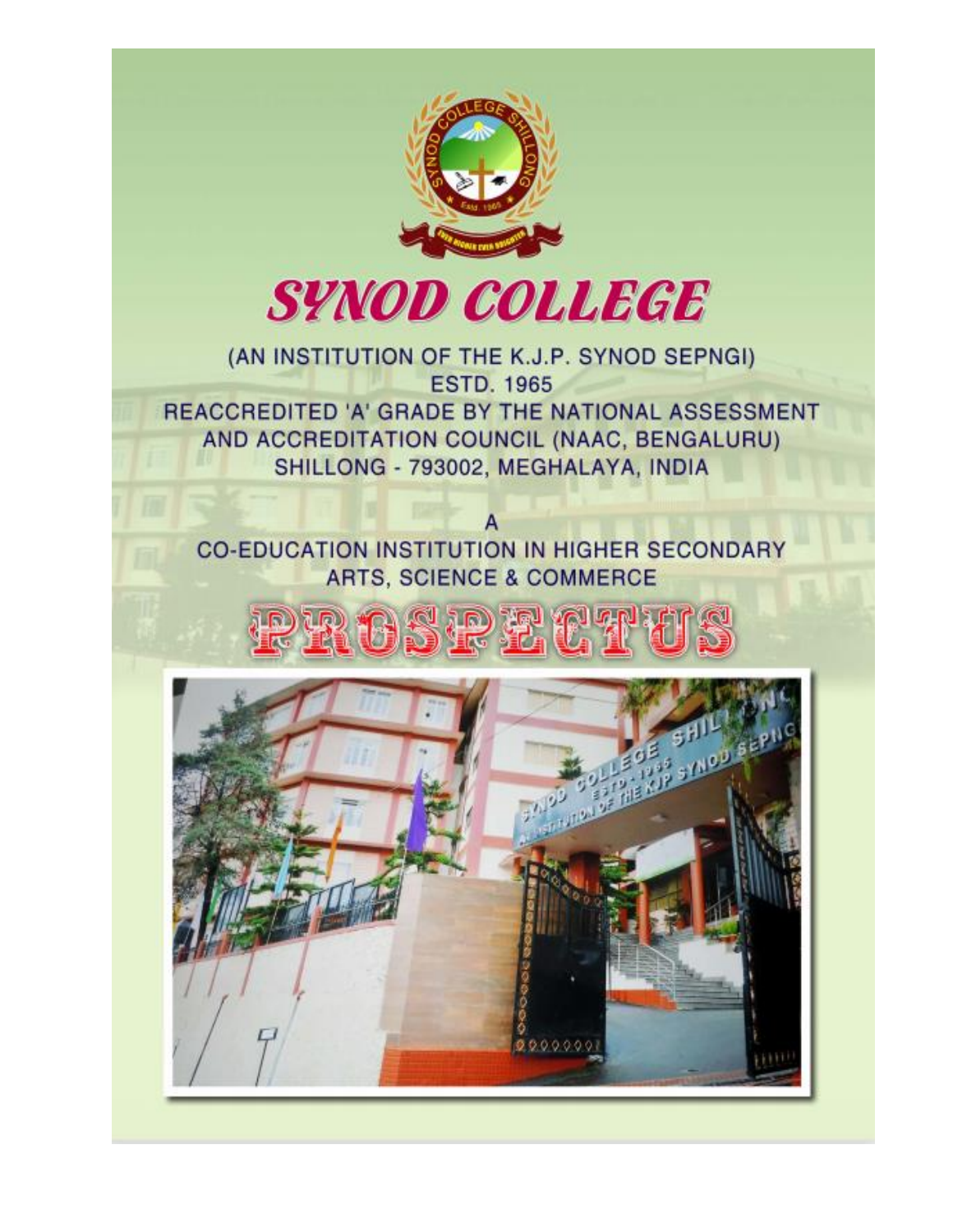# SYNOD COLLEGE

(AN INSTITUTION OF THE K.J.P. SYNOD SEPNGI)
ESTD. 1965
REACCREDITED 'A' GRADE BY THE NATIONAL ASSESSMENT AND ACCREDITATION COUNCIL (NAAC, BENGALURU)
SHILLONG - 793002, MEGHALAYA, INDIA

A
CO-EDUCATION INSTITUTION IN HIGHER SECONDARY
ARTS, SCIENCE & COMMERCE

# PROSPECTUS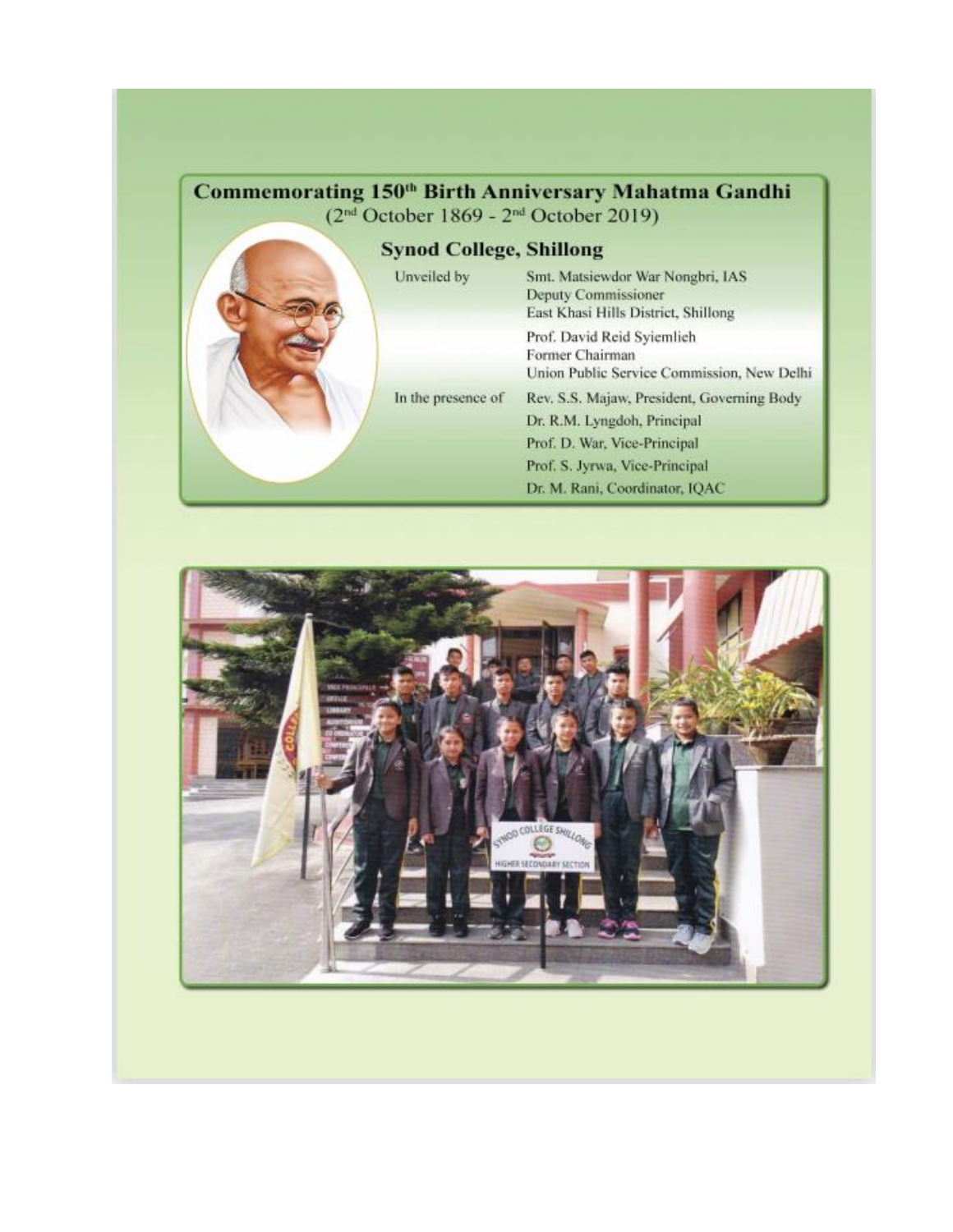# Commemorating 150th Birth Anniversary Mahatma Gandhi

(2nd October 1869 - 2nd October 2019)

## Synod College, Shillong

| | |
|---|---|
| Unveiled by | Smt. Matsiewdor War Nongbri, IAS<br>Deputy Commissioner<br>East Khasi Hills District, Shillong |
| | Prof. David Reid Syiemlieh<br>Former Chairman<br>Union Public Service Commission, New Delhi |
| In the presence of | Rev. S.S. Majaw, President, Governing Body |
| | Dr. R.M. Lyngdoh, Principal |
| | Prof. D. War, Vice-Principal |
| | Prof. S. Jyrwa, Vice-Principal |
| | Dr. M. Rani, Coordinator, IQAC |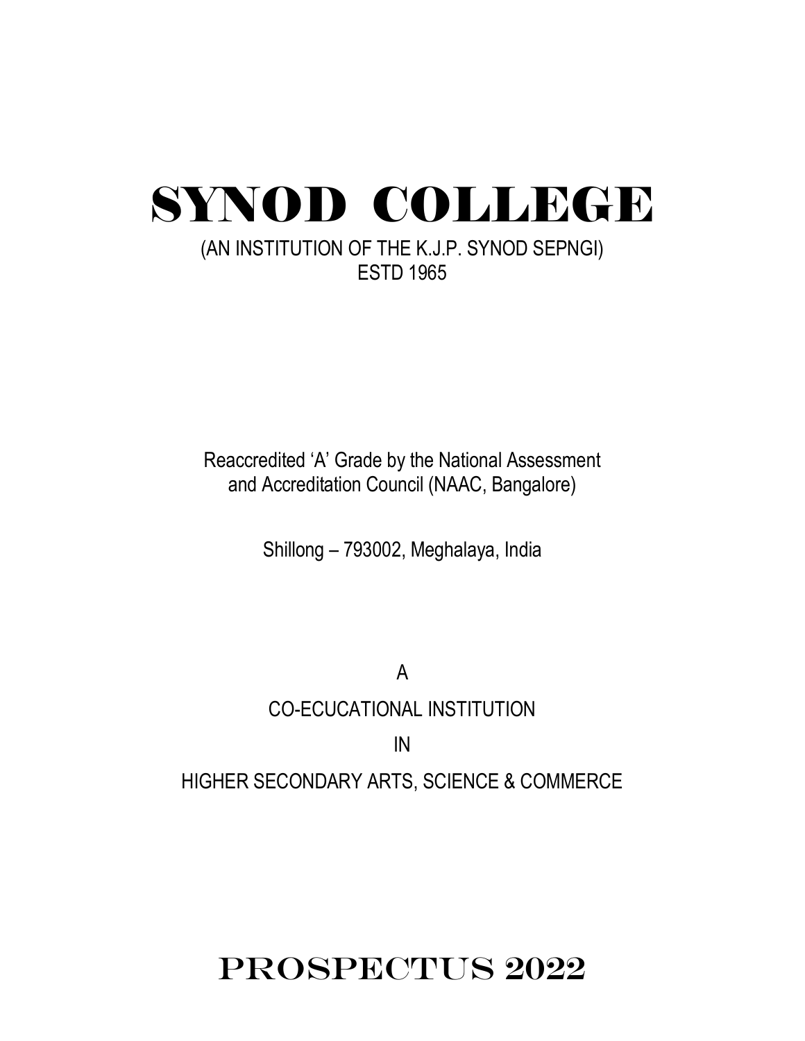# SYNOD COLLEGE

(AN INSTITUTION OF THE K.J.P. SYNOD SEPNGI)
ESTD 1965

Reaccredited 'A' Grade by the National Assessment and Accreditation Council (NAAC, Bangalore)

Shillong – 793002, Meghalaya, India

A

CO-ECUCATIONAL INSTITUTION

IN

HIGHER SECONDARY ARTS, SCIENCE & COMMERCE

# PROSPECTUS 2022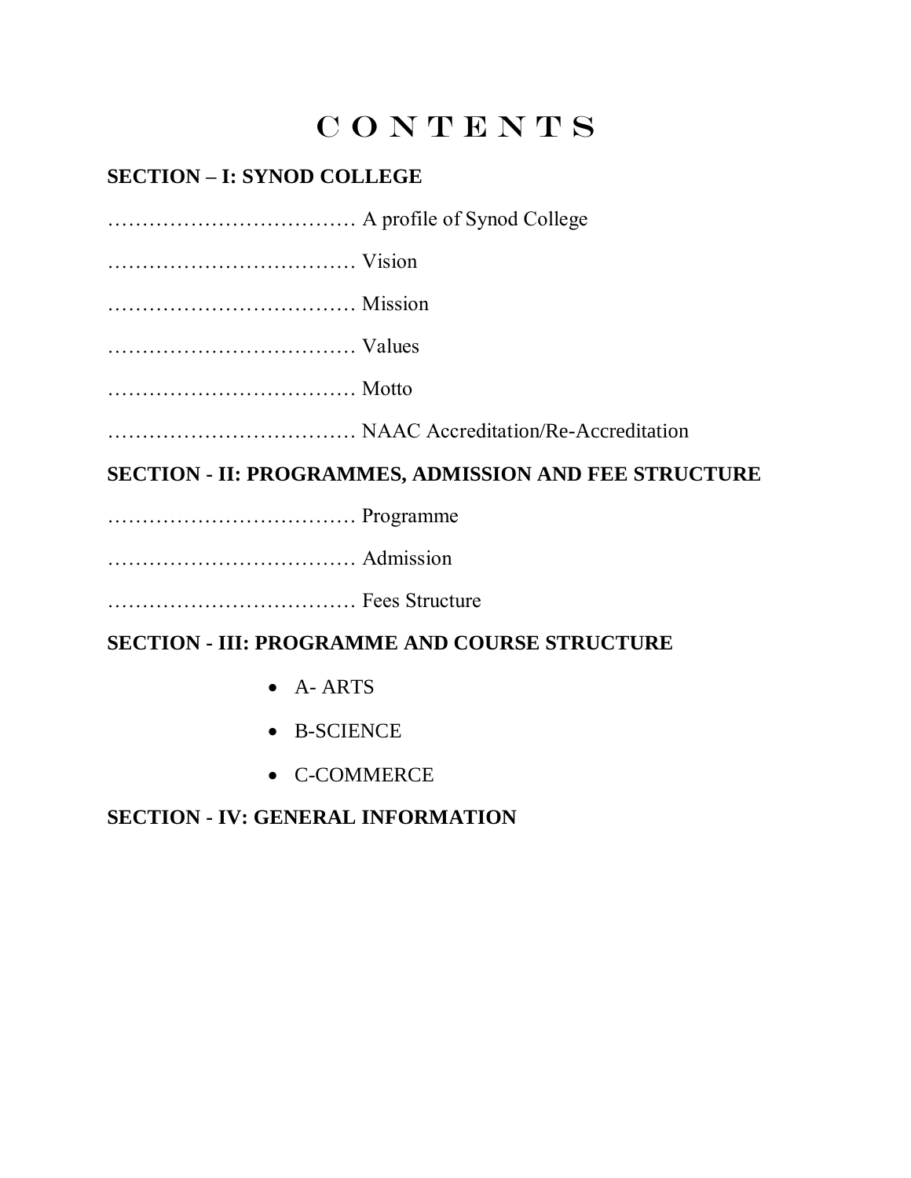# CONTENTS

**SECTION – I: SYNOD COLLEGE**

……………………………… A profile of Synod College

……………………………… Vision

……………………………… Mission

……………………………… Values

……………………………… Motto

……………………………… NAAC Accreditation/Re-Accreditation

**SECTION - II: PROGRAMMES, ADMISSION AND FEE STRUCTURE**

……………………………… Programme

……………………………… Admission

……………………………… Fees Structure

**SECTION - III: PROGRAMME AND COURSE STRUCTURE**

- A- ARTS
- B-SCIENCE
- C-COMMERCE

**SECTION - IV: GENERAL INFORMATION**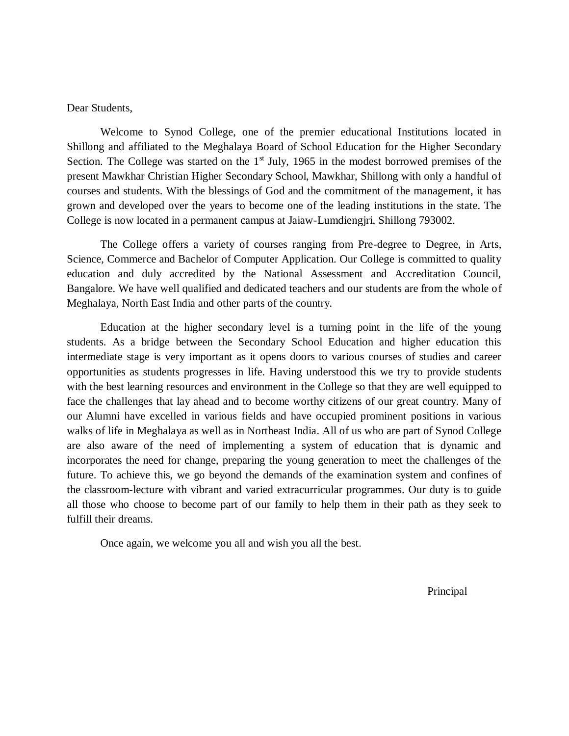Dear Students,

Welcome to Synod College, one of the premier educational Institutions located in Shillong and affiliated to the Meghalaya Board of School Education for the Higher Secondary Section. The College was started on the 1st July, 1965 in the modest borrowed premises of the present Mawkhar Christian Higher Secondary School, Mawkhar, Shillong with only a handful of courses and students. With the blessings of God and the commitment of the management, it has grown and developed over the years to become one of the leading institutions in the state. The College is now located in a permanent campus at Jaiaw-Lumdiengjri, Shillong 793002.

The College offers a variety of courses ranging from Pre-degree to Degree, in Arts, Science, Commerce and Bachelor of Computer Application. Our College is committed to quality education and duly accredited by the National Assessment and Accreditation Council, Bangalore. We have well qualified and dedicated teachers and our students are from the whole of Meghalaya, North East India and other parts of the country.

Education at the higher secondary level is a turning point in the life of the young students. As a bridge between the Secondary School Education and higher education this intermediate stage is very important as it opens doors to various courses of studies and career opportunities as students progresses in life. Having understood this we try to provide students with the best learning resources and environment in the College so that they are well equipped to face the challenges that lay ahead and to become worthy citizens of our great country. Many of our Alumni have excelled in various fields and have occupied prominent positions in various walks of life in Meghalaya as well as in Northeast India. All of us who are part of Synod College are also aware of the need of implementing a system of education that is dynamic and incorporates the need for change, preparing the young generation to meet the challenges of the future. To achieve this, we go beyond the demands of the examination system and confines of the classroom-lecture with vibrant and varied extracurricular programmes. Our duty is to guide all those who choose to become part of our family to help them in their path as they seek to fulfill their dreams.

Once again, we welcome you all and wish you all the best.

Principal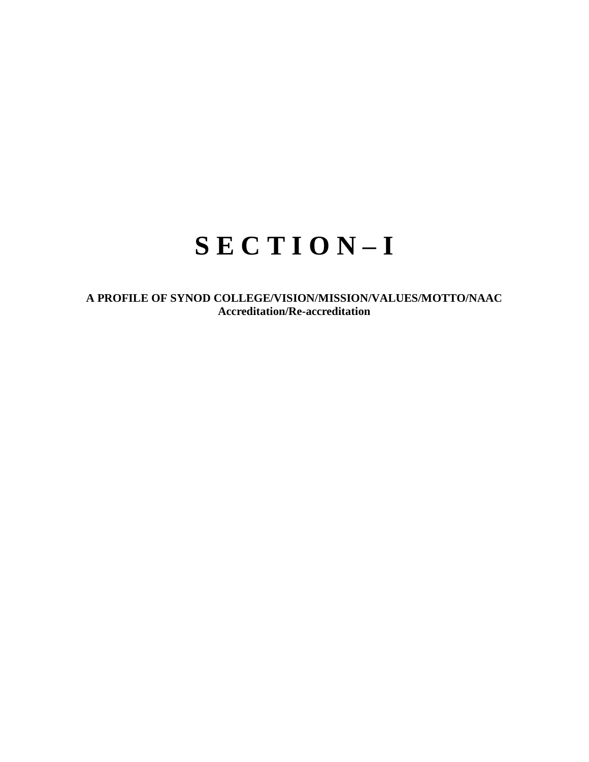# S E C T I O N – I

**A PROFILE OF SYNOD COLLEGE/VISION/MISSION/VALUES/MOTTO/NAAC Accreditation/Re-accreditation**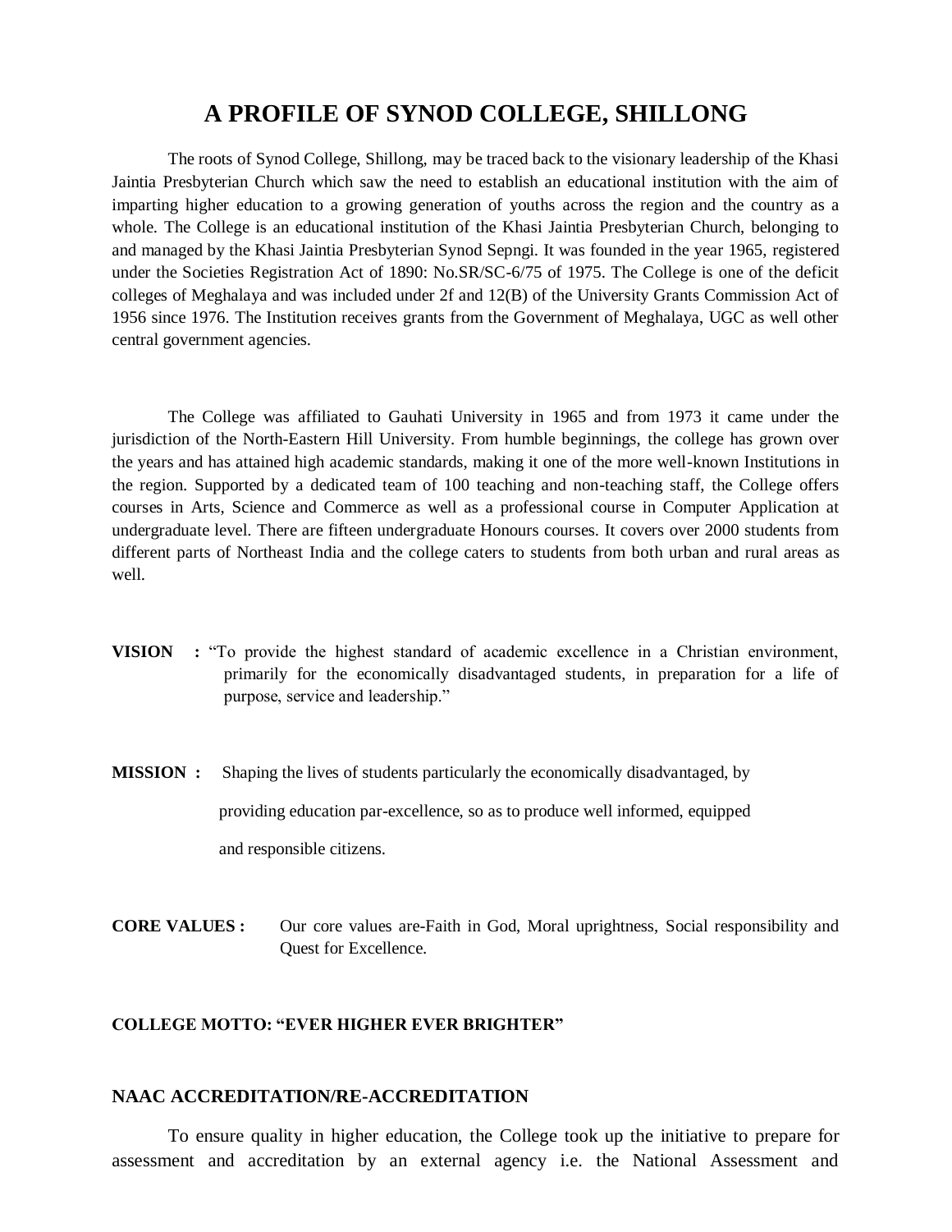# A PROFILE OF SYNOD COLLEGE, SHILLONG

The roots of Synod College, Shillong, may be traced back to the visionary leadership of the Khasi Jaintia Presbyterian Church which saw the need to establish an educational institution with the aim of imparting higher education to a growing generation of youths across the region and the country as a whole. The College is an educational institution of the Khasi Jaintia Presbyterian Church, belonging to and managed by the Khasi Jaintia Presbyterian Synod Sepngi. It was founded in the year 1965, registered under the Societies Registration Act of 1890: No.SR/SC-6/75 of 1975. The College is one of the deficit colleges of Meghalaya and was included under 2f and 12(B) of the University Grants Commission Act of 1956 since 1976. The Institution receives grants from the Government of Meghalaya, UGC as well other central government agencies.

The College was affiliated to Gauhati University in 1965 and from 1973 it came under the jurisdiction of the North-Eastern Hill University. From humble beginnings, the college has grown over the years and has attained high academic standards, making it one of the more well-known Institutions in the region. Supported by a dedicated team of 100 teaching and non-teaching staff, the College offers courses in Arts, Science and Commerce as well as a professional course in Computer Application at undergraduate level. There are fifteen undergraduate Honours courses. It covers over 2000 students from different parts of Northeast India and the college caters to students from both urban and rural areas as well.

**VISION :** "To provide the highest standard of academic excellence in a Christian environment, primarily for the economically disadvantaged students, in preparation for a life of purpose, service and leadership."

**MISSION :** Shaping the lives of students particularly the economically disadvantaged, by providing education par-excellence, so as to produce well informed, equipped and responsible citizens.

**CORE VALUES :** Our core values are-Faith in God, Moral uprightness, Social responsibility and Quest for Excellence.

**COLLEGE MOTTO: "EVER HIGHER EVER BRIGHTER"**

## NAAC ACCREDITATION/RE-ACCREDITATION

To ensure quality in higher education, the College took up the initiative to prepare for assessment and accreditation by an external agency i.e. the National Assessment and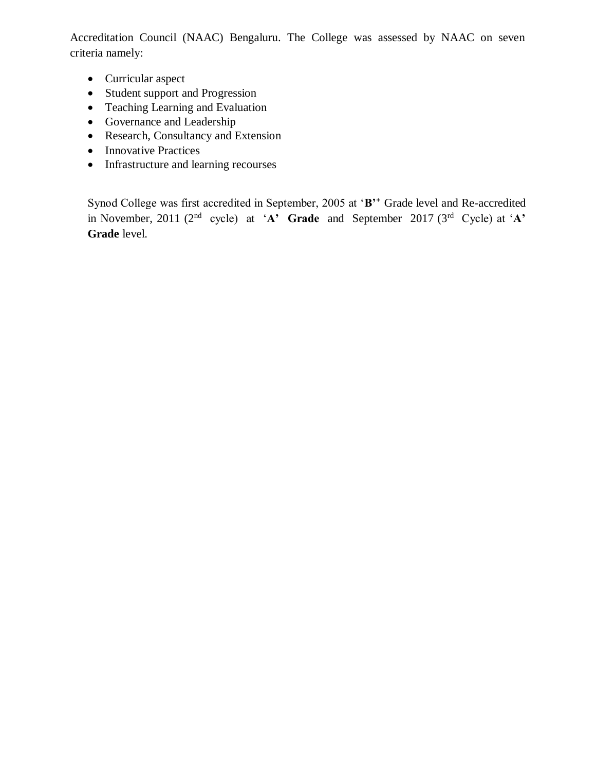Accreditation Council (NAAC) Bengaluru. The College was assessed by NAAC on seven criteria namely:

- Curricular aspect
- Student support and Progression
- Teaching Learning and Evaluation
- Governance and Leadership
- Research, Consultancy and Extension
- Innovative Practices
- Infrastructure and learning recourses

Synod College was first accredited in September, 2005 at '**B**'+ Grade level and Re-accredited in November, 2011 (2nd cycle) at '**A' Grade** and September 2017 (3rd Cycle) at '**A' Grade** level.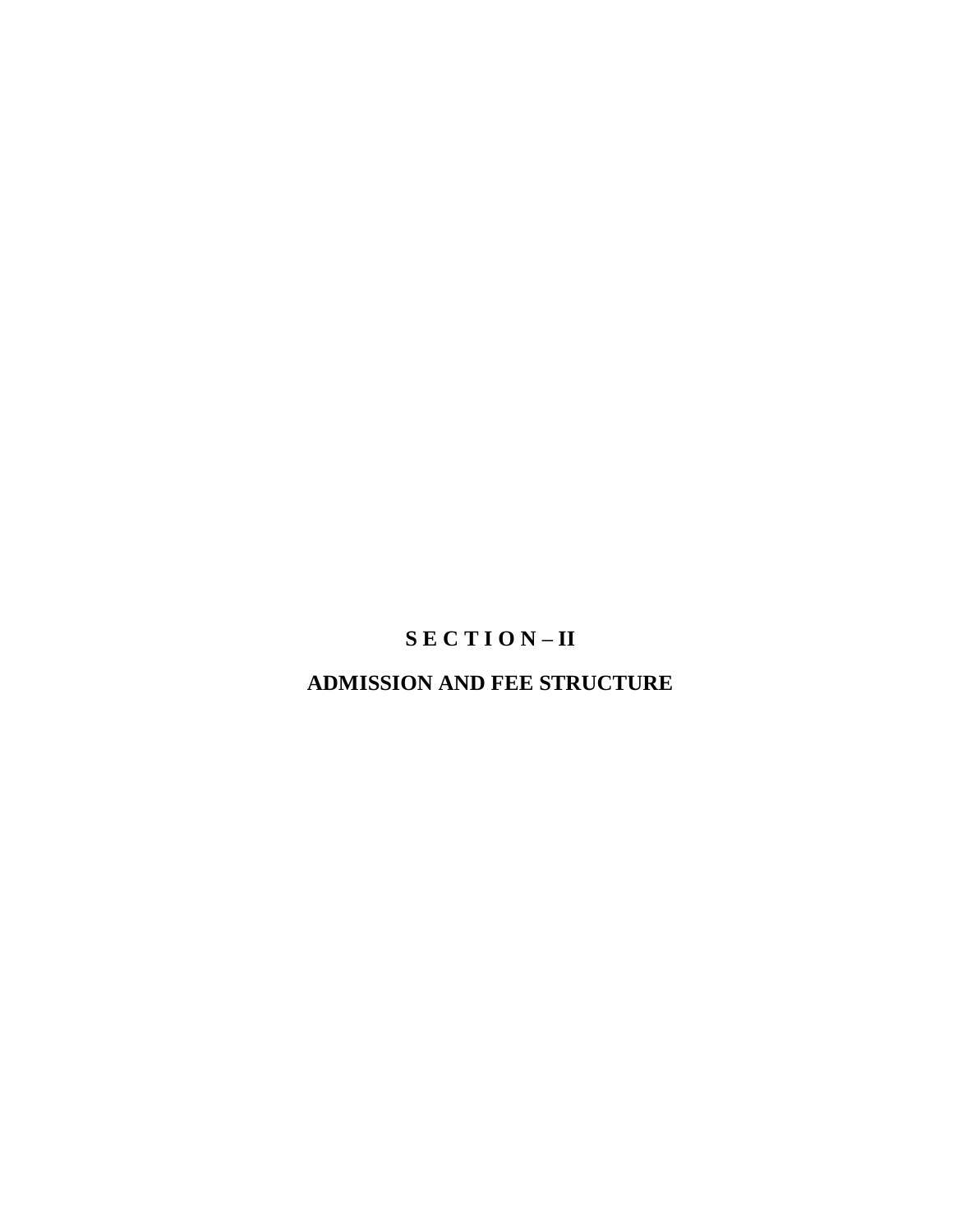# S E C T I O N – II

## ADMISSION AND FEE STRUCTURE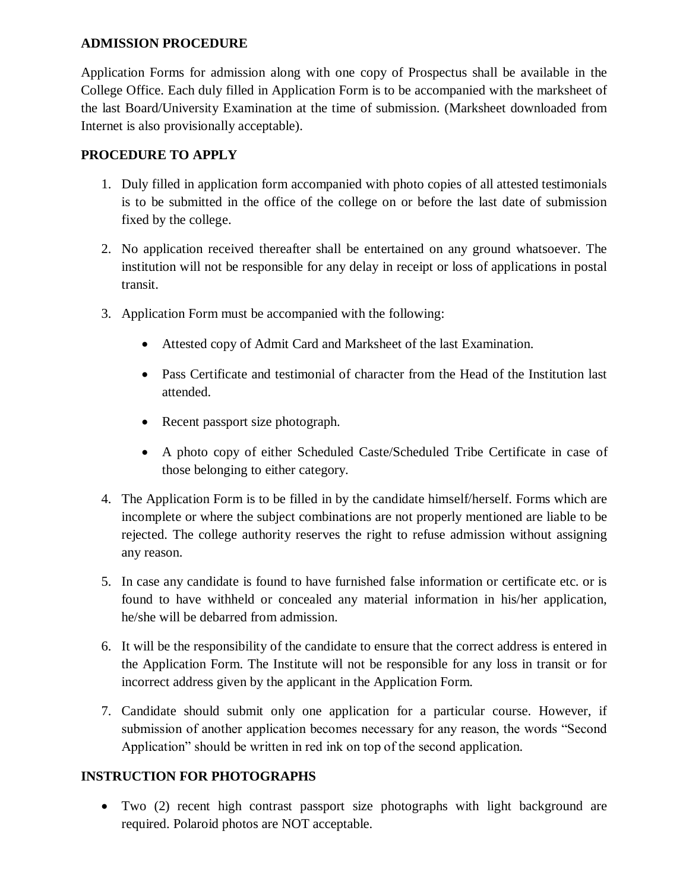## ADMISSION PROCEDURE

Application Forms for admission along with one copy of Prospectus shall be available in the College Office. Each duly filled in Application Form is to be accompanied with the marksheet of the last Board/University Examination at the time of submission. (Marksheet downloaded from Internet is also provisionally acceptable).

## PROCEDURE TO APPLY

1. Duly filled in application form accompanied with photo copies of all attested testimonials is to be submitted in the office of the college on or before the last date of submission fixed by the college.
2. No application received thereafter shall be entertained on any ground whatsoever. The institution will not be responsible for any delay in receipt or loss of applications in postal transit.
3. Application Form must be accompanied with the following:
   - Attested copy of Admit Card and Marksheet of the last Examination.
   - Pass Certificate and testimonial of character from the Head of the Institution last attended.
   - Recent passport size photograph.
   - A photo copy of either Scheduled Caste/Scheduled Tribe Certificate in case of those belonging to either category.
4. The Application Form is to be filled in by the candidate himself/herself. Forms which are incomplete or where the subject combinations are not properly mentioned are liable to be rejected. The college authority reserves the right to refuse admission without assigning any reason.
5. In case any candidate is found to have furnished false information or certificate etc. or is found to have withheld or concealed any material information in his/her application, he/she will be debarred from admission.
6. It will be the responsibility of the candidate to ensure that the correct address is entered in the Application Form. The Institute will not be responsible for any loss in transit or for incorrect address given by the applicant in the Application Form.
7. Candidate should submit only one application for a particular course. However, if submission of another application becomes necessary for any reason, the words "Second Application" should be written in red ink on top of the second application.

## INSTRUCTION FOR PHOTOGRAPHS

- Two (2) recent high contrast passport size photographs with light background are required. Polaroid photos are NOT acceptable.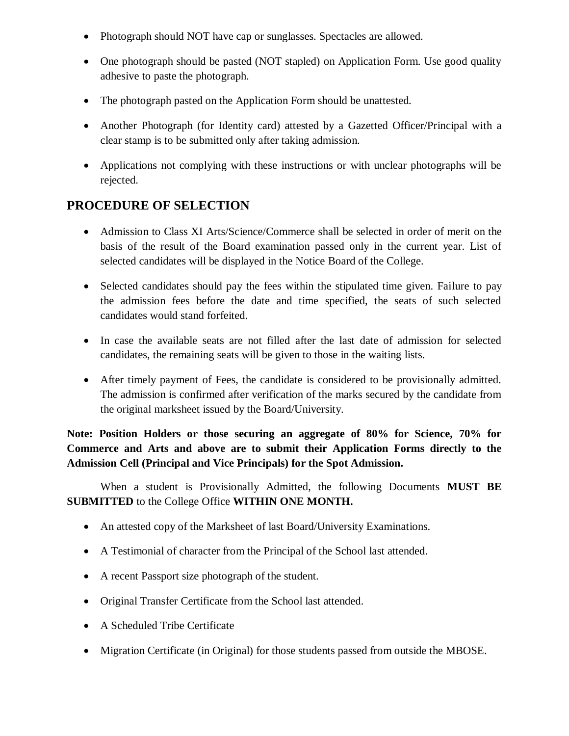- Photograph should NOT have cap or sunglasses. Spectacles are allowed.
- One photograph should be pasted (NOT stapled) on Application Form. Use good quality adhesive to paste the photograph.
- The photograph pasted on the Application Form should be unattested.
- Another Photograph (for Identity card) attested by a Gazetted Officer/Principal with a clear stamp is to be submitted only after taking admission.
- Applications not complying with these instructions or with unclear photographs will be rejected.

## PROCEDURE OF SELECTION

- Admission to Class XI Arts/Science/Commerce shall be selected in order of merit on the basis of the result of the Board examination passed only in the current year. List of selected candidates will be displayed in the Notice Board of the College.
- Selected candidates should pay the fees within the stipulated time given. Failure to pay the admission fees before the date and time specified, the seats of such selected candidates would stand forfeited.
- In case the available seats are not filled after the last date of admission for selected candidates, the remaining seats will be given to those in the waiting lists.
- After timely payment of Fees, the candidate is considered to be provisionally admitted. The admission is confirmed after verification of the marks secured by the candidate from the original marksheet issued by the Board/University.

**Note: Position Holders or those securing an aggregate of 80% for Science, 70% for Commerce and Arts and above are to submit their Application Forms directly to the Admission Cell (Principal and Vice Principals) for the Spot Admission.**

When a student is Provisionally Admitted, the following Documents **MUST BE SUBMITTED** to the College Office **WITHIN ONE MONTH.**

- An attested copy of the Marksheet of last Board/University Examinations.
- A Testimonial of character from the Principal of the School last attended.
- A recent Passport size photograph of the student.
- Original Transfer Certificate from the School last attended.
- A Scheduled Tribe Certificate
- Migration Certificate (in Original) for those students passed from outside the MBOSE.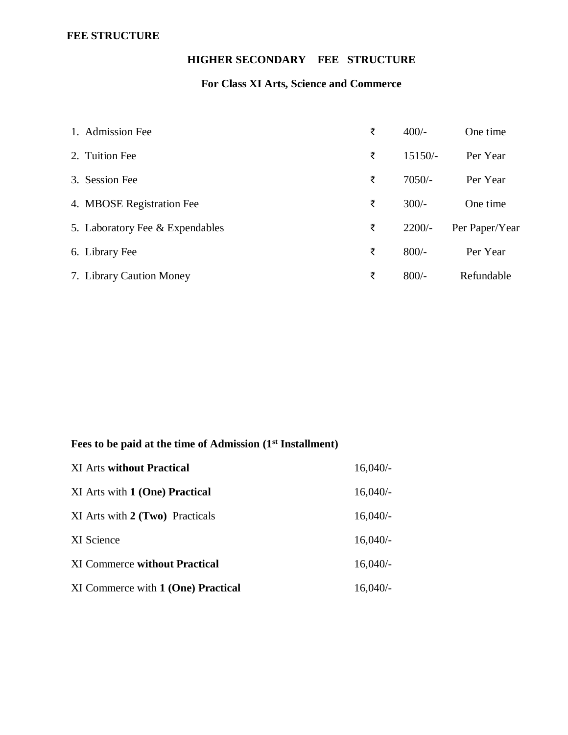**FEE STRUCTURE**

## HIGHER SECONDARY FEE STRUCTURE

### For Class XI Arts, Science and Commerce

| | | | |
|---|---|---|---|
| 1. Admission Fee | ₹ | 400/- | One time |
| 2. Tuition Fee | ₹ | 15150/- | Per Year |
| 3. Session Fee | ₹ | 7050/- | Per Year |
| 4. MBOSE Registration Fee | ₹ | 300/- | One time |
| 5. Laboratory Fee & Expendables | ₹ | 2200/- | Per Paper/Year |
| 6. Library Fee | ₹ | 800/- | Per Year |
| 7. Library Caution Money | ₹ | 800/- | Refundable |

**Fees to be paid at the time of Admission (1st Installment)**

| | |
|---|---|
| XI Arts **without Practical** | 16,040/- |
| XI Arts with **1 (One) Practical** | 16,040/- |
| XI Arts with **2 (Two)** Practicals | 16,040/- |
| XI Science | 16,040/- |
| XI Commerce **without Practical** | 16,040/- |
| XI Commerce with **1 (One) Practical** | 16,040/- |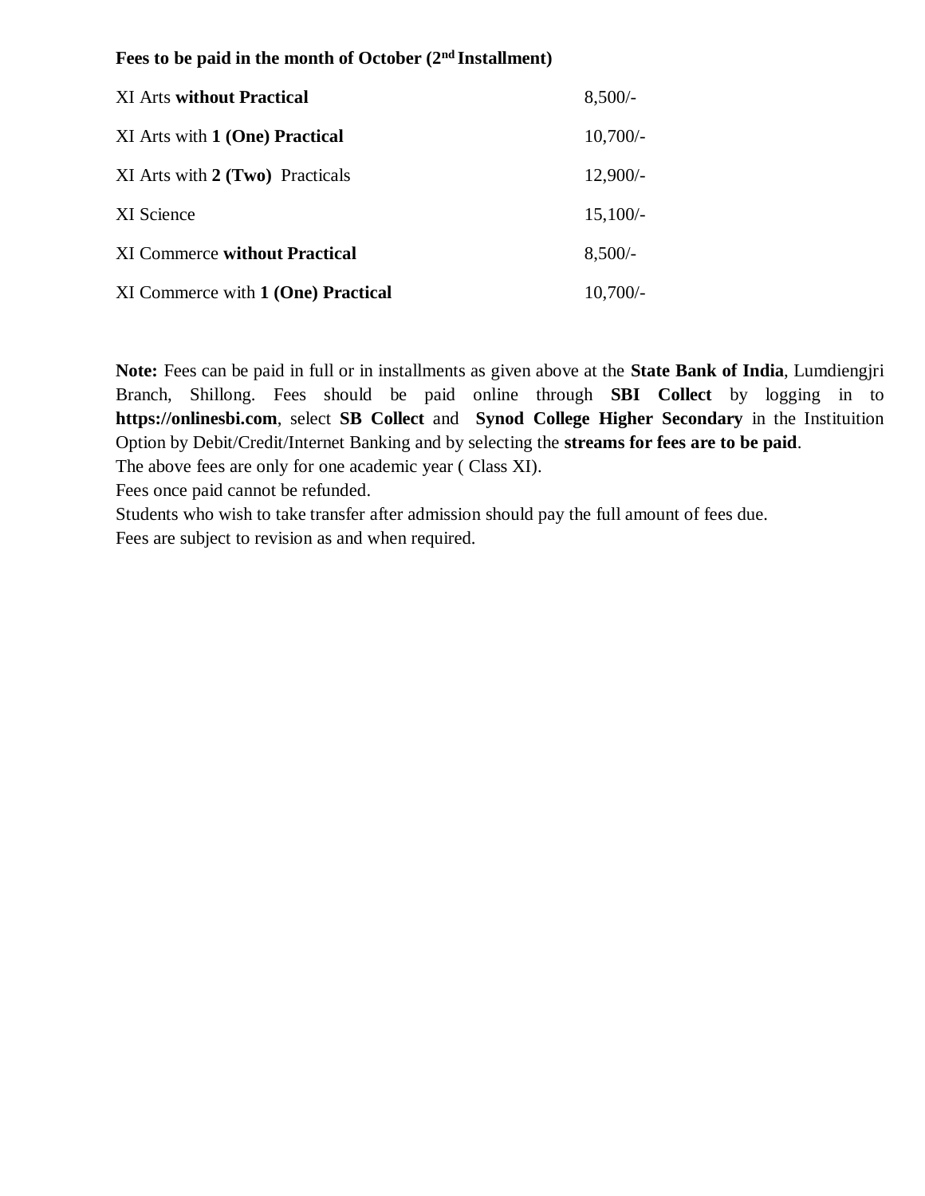**Fees to be paid in the month of October (2nd Installment)**

| | |
|---|---|
| XI Arts **without Practical** | 8,500/- |
| XI Arts with **1 (One) Practical** | 10,700/- |
| XI Arts with **2 (Two)** Practicals | 12,900/- |
| XI Science | 15,100/- |
| XI Commerce **without Practical** | 8,500/- |
| XI Commerce with **1 (One) Practical** | 10,700/- |

**Note:** Fees can be paid in full or in installments as given above at the **State Bank of India**, Lumdiengjri Branch, Shillong. Fees should be paid online through **SBI Collect** by logging in to **https://onlinesbi.com**, select **SB Collect** and **Synod College Higher Secondary** in the Instituition Option by Debit/Credit/Internet Banking and by selecting the **streams for fees are to be paid**.

The above fees are only for one academic year ( Class XI).

Fees once paid cannot be refunded.

Students who wish to take transfer after admission should pay the full amount of fees due.

Fees are subject to revision as and when required.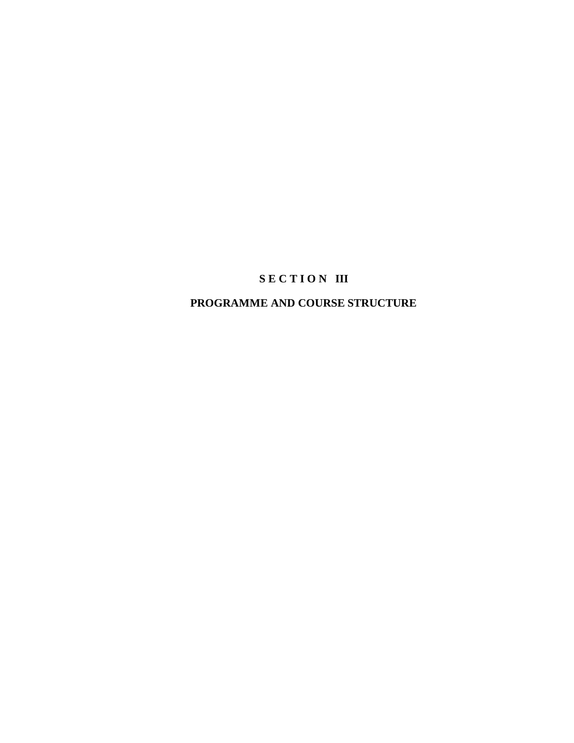# S E C T I O N III

## PROGRAMME AND COURSE STRUCTURE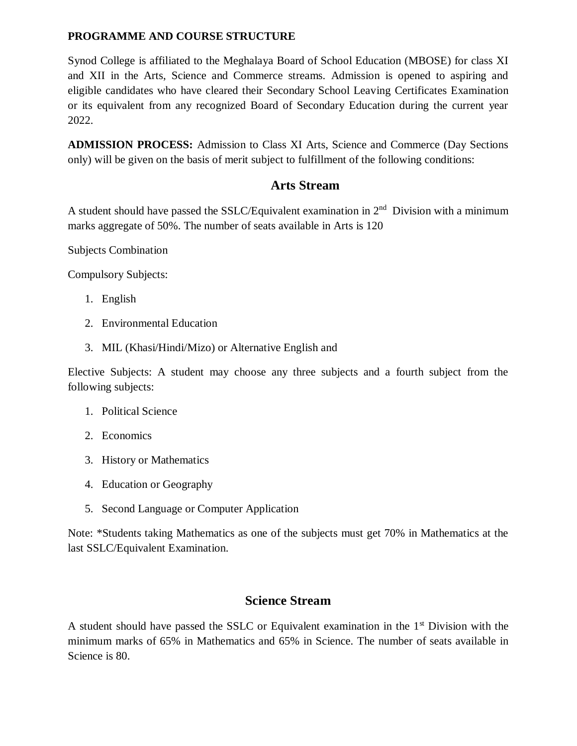**PROGRAMME AND COURSE STRUCTURE**

Synod College is affiliated to the Meghalaya Board of School Education (MBOSE) for class XI and XII in the Arts, Science and Commerce streams. Admission is opened to aspiring and eligible candidates who have cleared their Secondary School Leaving Certificates Examination or its equivalent from any recognized Board of Secondary Education during the current year 2022.

**ADMISSION PROCESS:** Admission to Class XI Arts, Science and Commerce (Day Sections only) will be given on the basis of merit subject to fulfillment of the following conditions:

## Arts Stream

A student should have passed the SSLC/Equivalent examination in 2nd Division with a minimum marks aggregate of 50%. The number of seats available in Arts is 120

Subjects Combination

Compulsory Subjects:

1. English
2. Environmental Education
3. MIL (Khasi/Hindi/Mizo) or Alternative English and

Elective Subjects: A student may choose any three subjects and a fourth subject from the following subjects:

1. Political Science
2. Economics
3. History or Mathematics
4. Education or Geography
5. Second Language or Computer Application

Note: *Students taking Mathematics as one of the subjects must get 70% in Mathematics at the last SSLC/Equivalent Examination.

## Science Stream

A student should have passed the SSLC or Equivalent examination in the 1st Division with the minimum marks of 65% in Mathematics and 65% in Science. The number of seats available in Science is 80.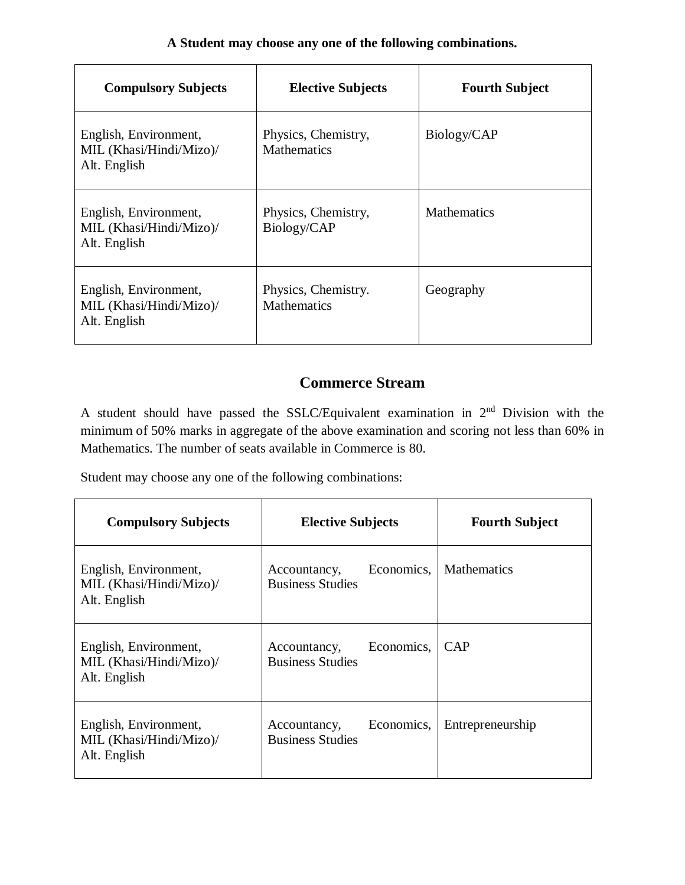**A Student may choose any one of the following combinations.**

| Compulsory Subjects | Elective Subjects | Fourth Subject |
|---|---|---|
| English, Environment, MIL (Khasi/Hindi/Mizo)/ Alt. English | Physics, Chemistry, Mathematics | Biology/CAP |
| English, Environment, MIL (Khasi/Hindi/Mizo)/ Alt. English | Physics, Chemistry, Biology/CAP | Mathematics |
| English, Environment, MIL (Khasi/Hindi/Mizo)/ Alt. English | Physics, Chemistry. Mathematics | Geography |

## Commerce Stream

A student should have passed the SSLC/Equivalent examination in 2nd Division with the minimum of 50% marks in aggregate of the above examination and scoring not less than 60% in Mathematics. The number of seats available in Commerce is 80.

Student may choose any one of the following combinations:

| Compulsory Subjects | Elective Subjects | Fourth Subject |
|---|---|---|
| English, Environment, MIL (Khasi/Hindi/Mizo)/ Alt. English | Accountancy, Economics, Business Studies | Mathematics |
| English, Environment, MIL (Khasi/Hindi/Mizo)/ Alt. English | Accountancy, Economics, Business Studies | CAP |
| English, Environment, MIL (Khasi/Hindi/Mizo)/ Alt. English | Accountancy, Economics, Business Studies | Entrepreneurship |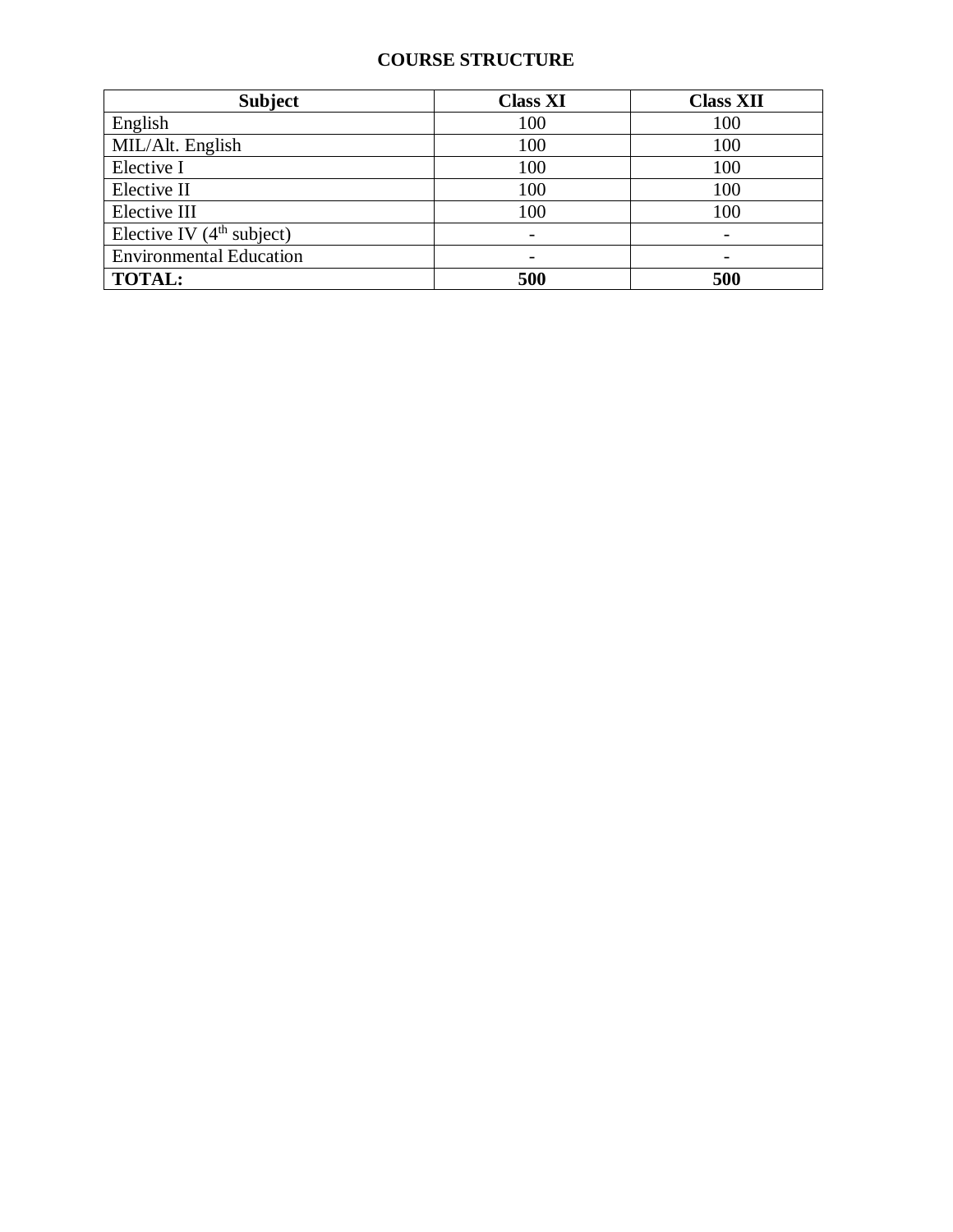**COURSE STRUCTURE**

| **Subject** | **Class XI** | **Class XII** |
| --- | --- | --- |
| English | 100 | 100 |
| MIL/Alt. English | 100 | 100 |
| Elective I | 100 | 100 |
| Elective II | 100 | 100 |
| Elective III | 100 | 100 |
| Elective IV (4th subject) | - | - |
| Environmental Education | - | - |
| **TOTAL:** | **500** | **500** |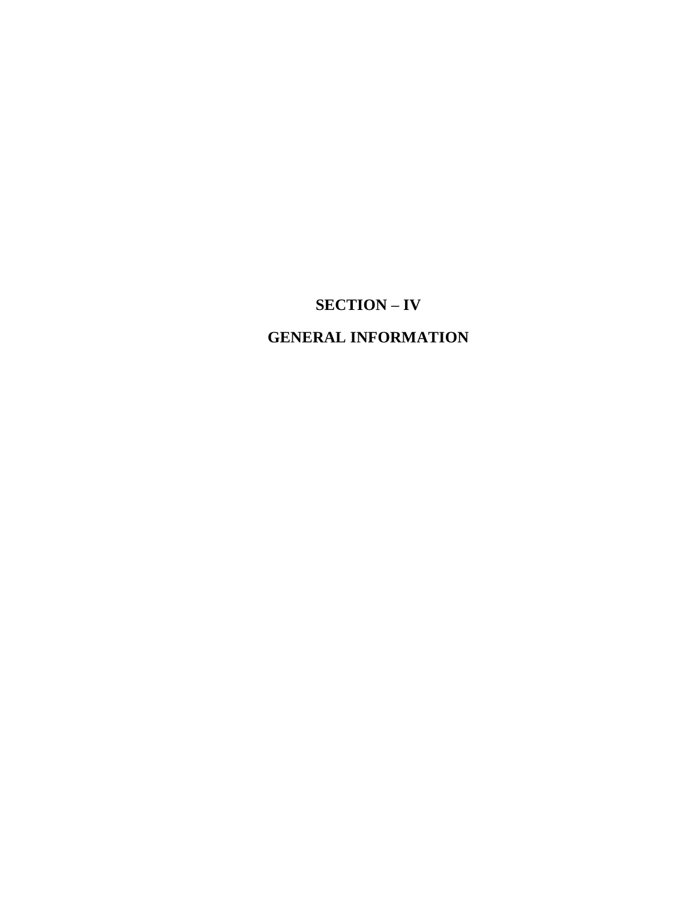# SECTION – IV

# GENERAL INFORMATION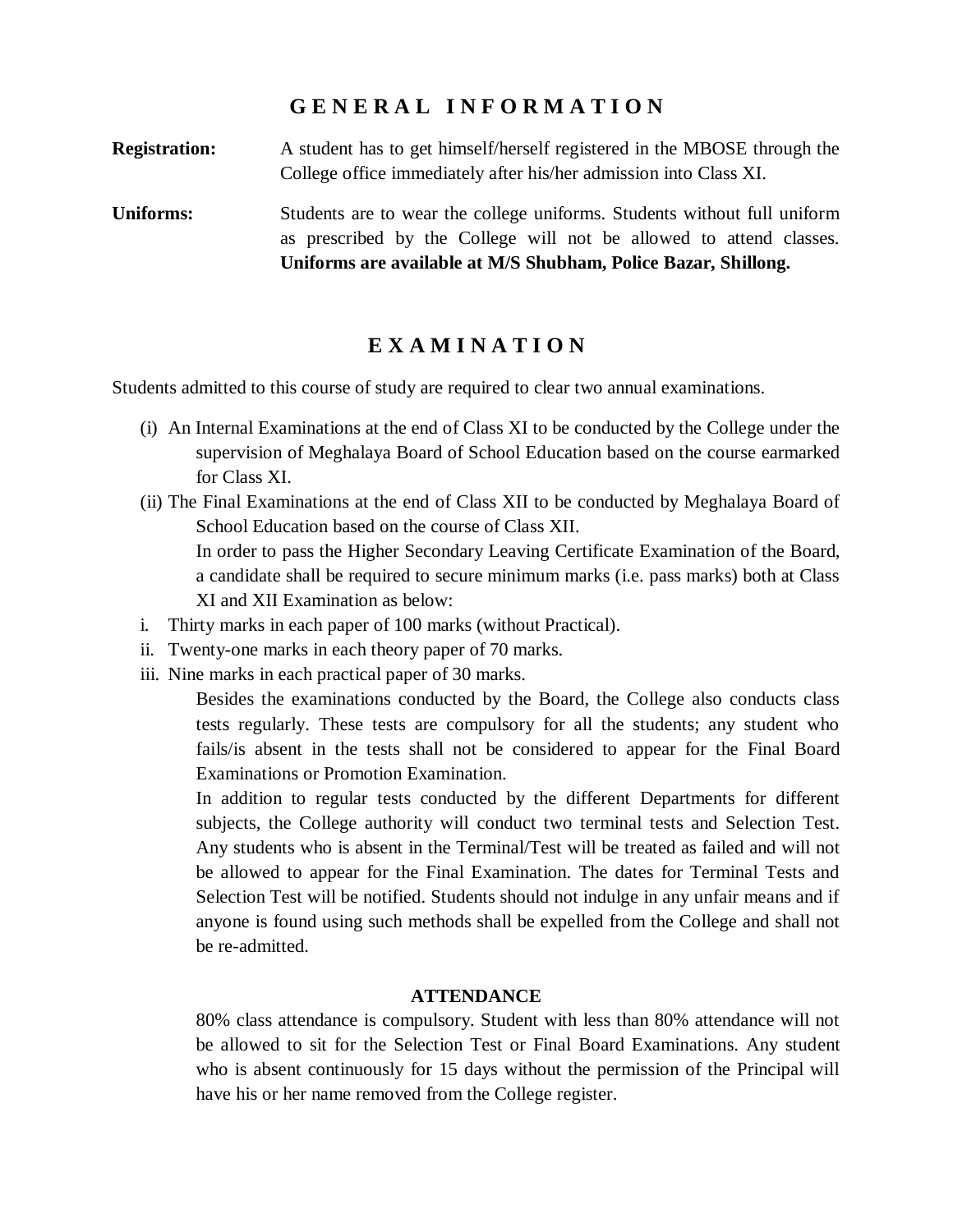# G E N E R A L I N F O R M A T I O N

**Registration:** A student has to get himself/herself registered in the MBOSE through the College office immediately after his/her admission into Class XI.

**Uniforms:** Students are to wear the college uniforms. Students without full uniform as prescribed by the College will not be allowed to attend classes. **Uniforms are available at M/S Shubham, Police Bazar, Shillong.**

# E X A M I N A T I O N

Students admitted to this course of study are required to clear two annual examinations.

(i) An Internal Examinations at the end of Class XI to be conducted by the College under the supervision of Meghalaya Board of School Education based on the course earmarked for Class XI.

(ii) The Final Examinations at the end of Class XII to be conducted by Meghalaya Board of School Education based on the course of Class XII.

In order to pass the Higher Secondary Leaving Certificate Examination of the Board, a candidate shall be required to secure minimum marks (i.e. pass marks) both at Class XI and XII Examination as below:

i. Thirty marks in each paper of 100 marks (without Practical).
ii. Twenty-one marks in each theory paper of 70 marks.
iii. Nine marks in each practical paper of 30 marks.

Besides the examinations conducted by the Board, the College also conducts class tests regularly. These tests are compulsory for all the students; any student who fails/is absent in the tests shall not be considered to appear for the Final Board Examinations or Promotion Examination.

In addition to regular tests conducted by the different Departments for different subjects, the College authority will conduct two terminal tests and Selection Test. Any students who is absent in the Terminal/Test will be treated as failed and will not be allowed to appear for the Final Examination. The dates for Terminal Tests and Selection Test will be notified. Students should not indulge in any unfair means and if anyone is found using such methods shall be expelled from the College and shall not be re-admitted.

### ATTENDANCE

80% class attendance is compulsory. Student with less than 80% attendance will not be allowed to sit for the Selection Test or Final Board Examinations. Any student who is absent continuously for 15 days without the permission of the Principal will have his or her name removed from the College register.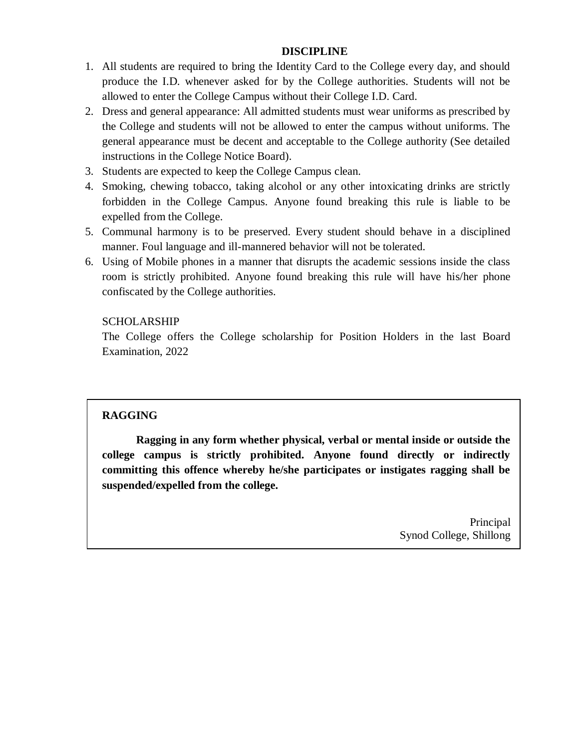## DISCIPLINE

1. All students are required to bring the Identity Card to the College every day, and should produce the I.D. whenever asked for by the College authorities. Students will not be allowed to enter the College Campus without their College I.D. Card.
2. Dress and general appearance: All admitted students must wear uniforms as prescribed by the College and students will not be allowed to enter the campus without uniforms. The general appearance must be decent and acceptable to the College authority (See detailed instructions in the College Notice Board).
3. Students are expected to keep the College Campus clean.
4. Smoking, chewing tobacco, taking alcohol or any other intoxicating drinks are strictly forbidden in the College Campus. Anyone found breaking this rule is liable to be expelled from the College.
5. Communal harmony is to be preserved. Every student should behave in a disciplined manner. Foul language and ill-mannered behavior will not be tolerated.
6. Using of Mobile phones in a manner that disrupts the academic sessions inside the class room is strictly prohibited. Anyone found breaking this rule will have his/her phone confiscated by the College authorities.

SCHOLARSHIP

The College offers the College scholarship for Position Holders in the last Board Examination, 2022

**RAGGING**

**Ragging in any form whether physical, verbal or mental inside or outside the college campus is strictly prohibited. Anyone found directly or indirectly committing this offence whereby he/she participates or instigates ragging shall be suspended/expelled from the college.**

Principal
Synod College, Shillong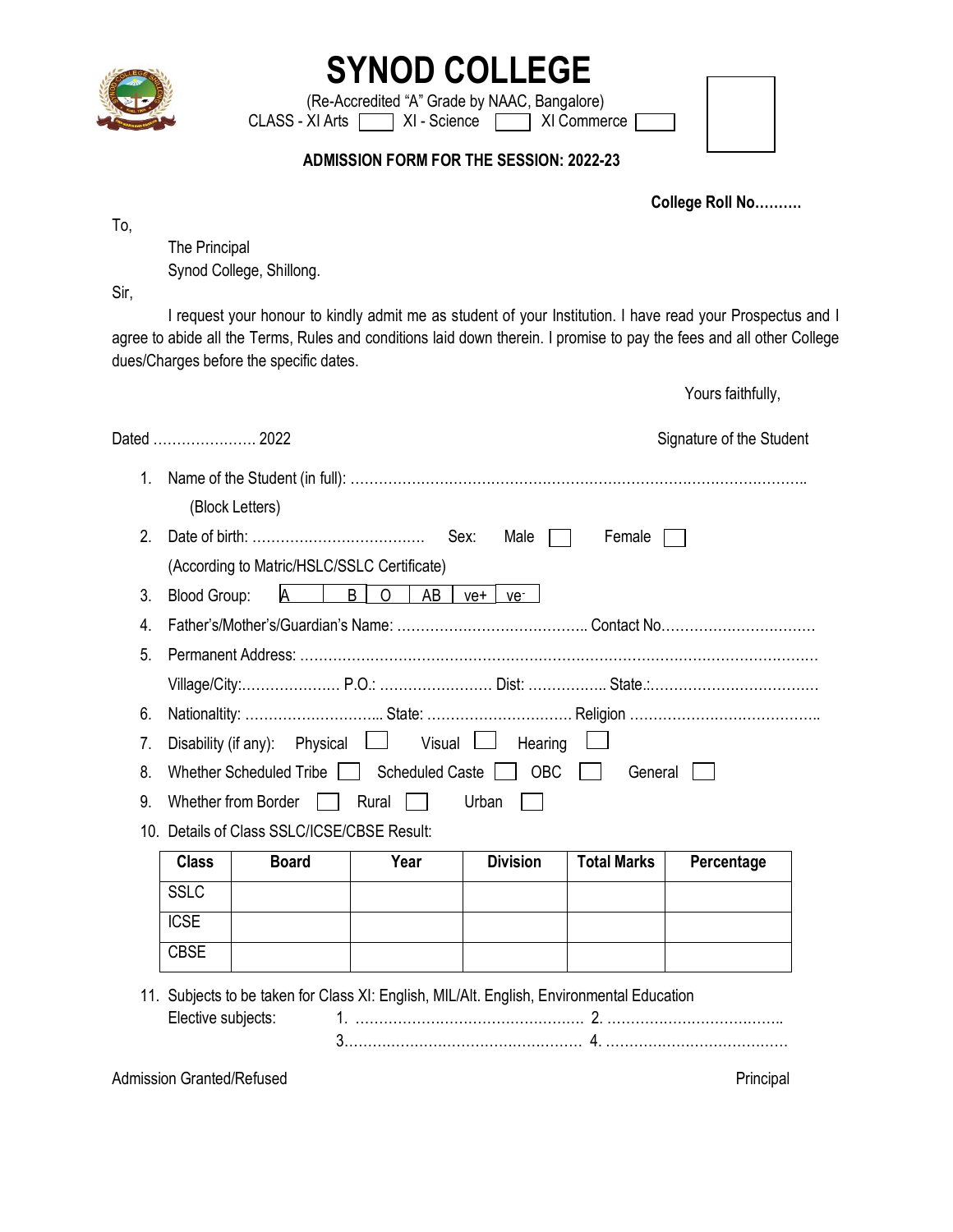# SYNOD COLLEGE

(Re-Accredited "A" Grade by NAAC, Bangalore)

CLASS - XI Arts ☐ XI - Science ☐ XI Commerce ☐

**ADMISSION FORM FOR THE SESSION: 2022-23**

**College Roll No……….**

To,

The Principal
Synod College, Shillong.

Sir,

I request your honour to kindly admit me as student of your Institution. I have read your Prospectus and I agree to abide all the Terms, Rules and conditions laid down therein. I promise to pay the fees and all other College dues/Charges before the specific dates.

Yours faithfully,

Dated …………………. 2022

Signature of the Student

1. Name of the Student (in full): ……………………………………………………………………………………..
   (Block Letters)
2. Date of birth: ………………………………. Sex: Male ☐ Female ☐
   (According to Matric/HSLC/SSLC Certificate)
3. Blood Group: | A | B | O | AB | ve+ | ve- |
4. Father's/Mother's/Guardian's Name: ………………………………….. Contact No……………………………
5. Permanent Address: ………………………………………………………………………………………………
   Village/City:………………… P.O.: …………………… Dist: …………….. State.:………………………………
6. Nationaltity: ……………………….. State: ………………………… Religion …………………………………..
7. Disability (if any): Physical ☐ Visual ☐ Hearing ☐
8. Whether Scheduled Tribe ☐ Scheduled Caste ☐ OBC ☐ General ☐
9. Whether from Border ☐ Rural ☐ Urban ☐
10. Details of Class SSLC/ICSE/CBSE Result:

| Class | Board | Year | Division | Total Marks | Percentage |
|---|---|---|---|---|---|
| SSLC | | | | | |
| ICSE | | | | | |
| CBSE | | | | | |

11. Subjects to be taken for Class XI: English, MIL/Alt. English, Environmental Education
    Elective subjects: 1. …………………………………………. 2. ………………………………..
    3.…………………………………………… 4. …………………………………

Admission Granted/Refused

Principal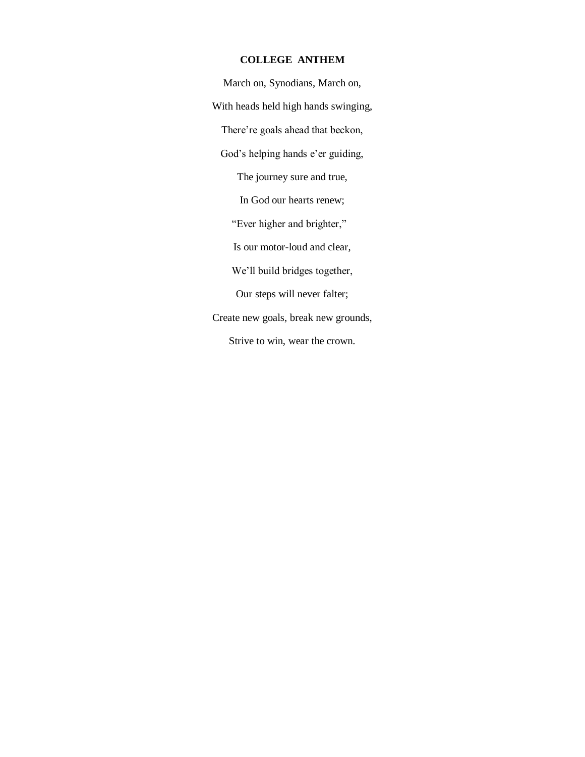**COLLEGE ANTHEM**

March on, Synodians, March on,

With heads held high hands swinging,

There're goals ahead that beckon,

God's helping hands e'er guiding,

The journey sure and true,

In God our hearts renew;

"Ever higher and brighter,"

Is our motor-loud and clear,

We'll build bridges together,

Our steps will never falter;

Create new goals, break new grounds,

Strive to win, wear the crown.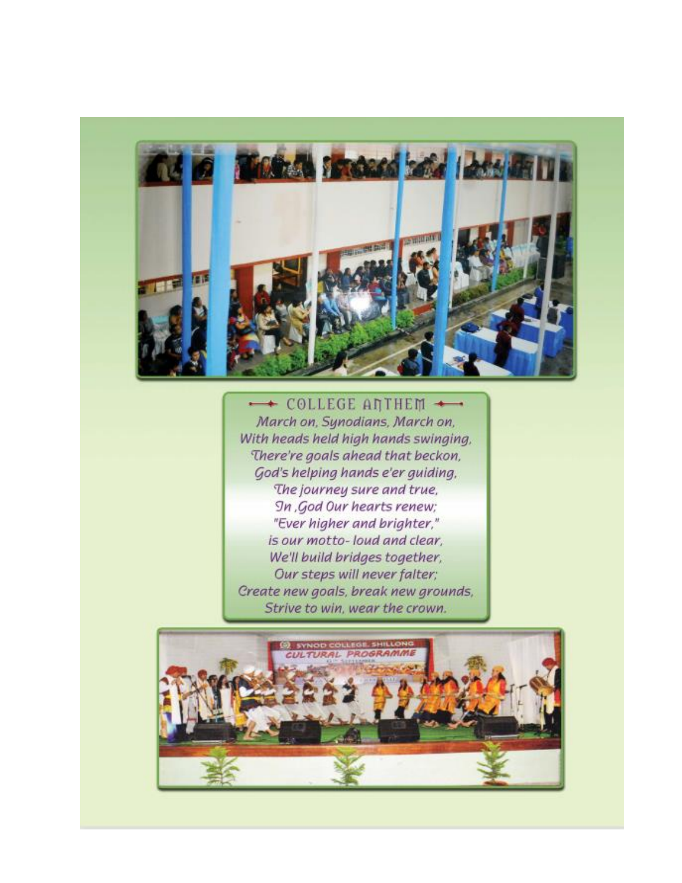## COLLEGE ANTHEM

*March on, Synodians, March on,*
*With heads held high hands swinging,*
*There're goals ahead that beckon,*
*God's helping hands e'er guiding,*
*The journey sure and true,*
*In ,God Our hearts renew;*
*"Ever higher and brighter,"*
*is our motto- loud and clear,*
*We'll build bridges together,*
*Our steps will never falter;*
*Create new goals, break new grounds,*
*Strive to win, wear the crown.*